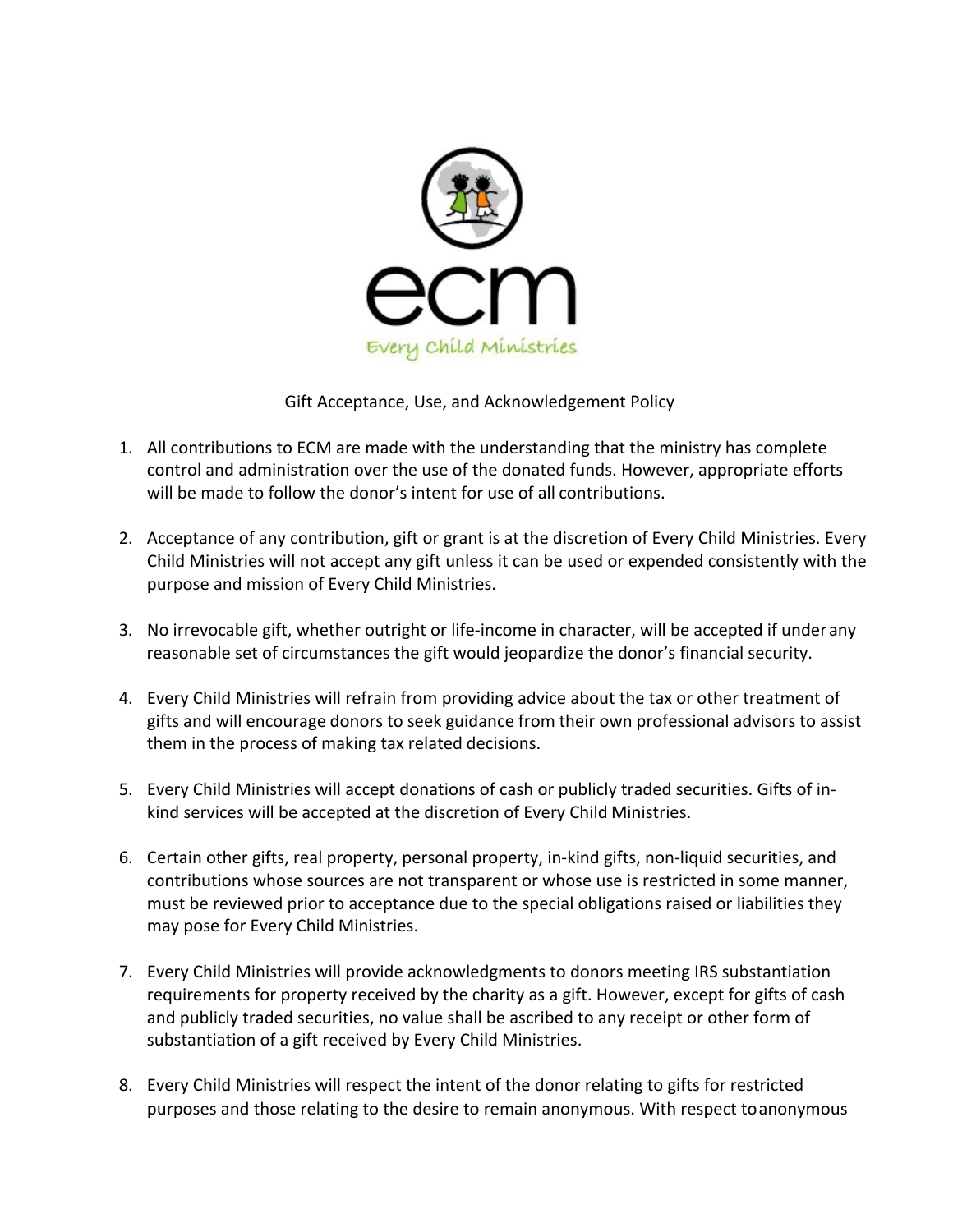# Gift Acceptance, Use, and Acknowledgement Policy

1. All contributions to ECM are made with the understanding that the ministry has complete control and administration over the use of the donated funds. However, appropriate efforts will be made to follow the donor's intent for use of all contributions.

2. Acceptance of any contribution, gift or grant is at the discretion of Every Child Ministries. Every Child Ministries will not accept any gift unless it can be used or expended consistently with the purpose and mission of Every Child Ministries.

3. No irrevocable gift, whether outright or life-income in character, will be accepted if under any reasonable set of circumstances the gift would jeopardize the donor's financial security.

4. Every Child Ministries will refrain from providing advice about the tax or other treatment of gifts and will encourage donors to seek guidance from their own professional advisors to assist them in the process of making tax related decisions.

5. Every Child Ministries will accept donations of cash or publicly traded securities. Gifts of in-kind services will be accepted at the discretion of Every Child Ministries.

6. Certain other gifts, real property, personal property, in-kind gifts, non-liquid securities, and contributions whose sources are not transparent or whose use is restricted in some manner, must be reviewed prior to acceptance due to the special obligations raised or liabilities they may pose for Every Child Ministries.

7. Every Child Ministries will provide acknowledgments to donors meeting IRS substantiation requirements for property received by the charity as a gift. However, except for gifts of cash and publicly traded securities, no value shall be ascribed to any receipt or other form of substantiation of a gift received by Every Child Ministries.

8. Every Child Ministries will respect the intent of the donor relating to gifts for restricted purposes and those relating to the desire to remain anonymous. With respect to anonymous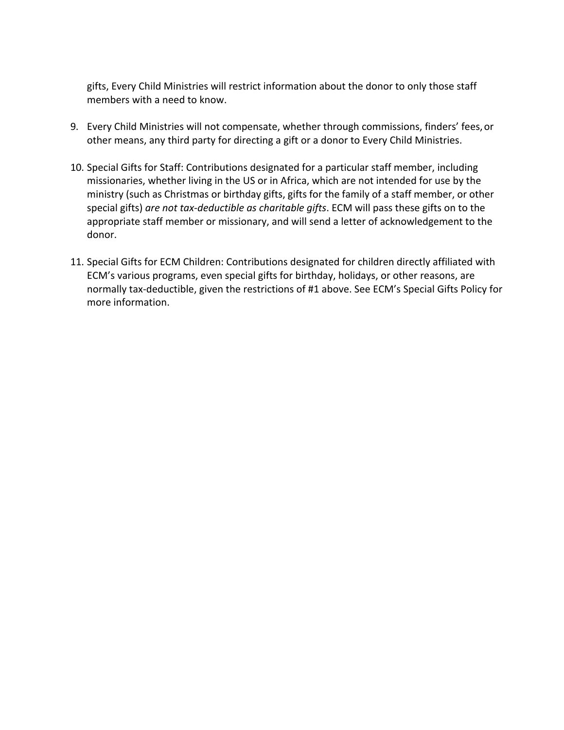gifts, Every Child Ministries will restrict information about the donor to only those staff members with a need to know.

9. Every Child Ministries will not compensate, whether through commissions, finders' fees, or other means, any third party for directing a gift or a donor to Every Child Ministries.

10. Special Gifts for Staff: Contributions designated for a particular staff member, including missionaries, whether living in the US or in Africa, which are not intended for use by the ministry (such as Christmas or birthday gifts, gifts for the family of a staff member, or other special gifts) *are not tax-deductible as charitable gifts*. ECM will pass these gifts on to the appropriate staff member or missionary, and will send a letter of acknowledgement to the donor.

11. Special Gifts for ECM Children: Contributions designated for children directly affiliated with ECM's various programs, even special gifts for birthday, holidays, or other reasons, are normally tax-deductible, given the restrictions of #1 above. See ECM's Special Gifts Policy for more information.